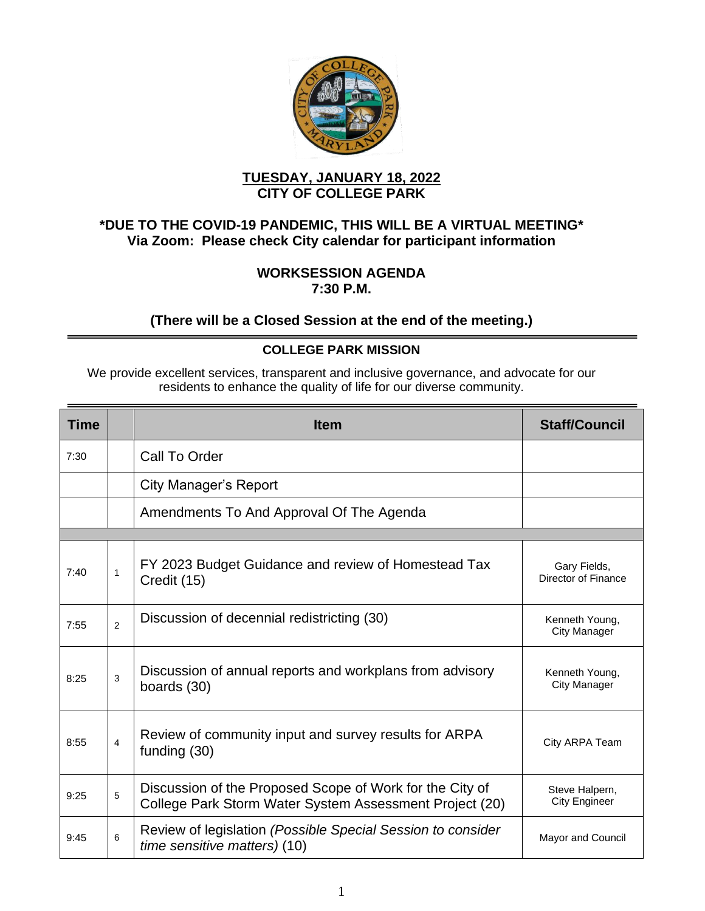**TUESDAY, JANUARY 18, 2022**
**CITY OF COLLEGE PARK**

**\*DUE TO THE COVID-19 PANDEMIC, THIS WILL BE A VIRTUAL MEETING\***
**Via Zoom: Please check City calendar for participant information**

**WORKSESSION AGENDA**
**7:30 P.M.**

**(There will be a Closed Session at the end of the meeting.)**

---

**COLLEGE PARK MISSION**

We provide excellent services, transparent and inclusive governance, and advocate for our residents to enhance the quality of life for our diverse community.

---

| Time | | Item | Staff/Council |
|---|---|---|---|
| 7:30 | | Call To Order | |
| | | City Manager's Report | |
| | | Amendments To And Approval Of The Agenda | |
| | | | |
| 7:40 | 1 | FY 2023 Budget Guidance and review of Homestead Tax Credit (15) | Gary Fields, Director of Finance |
| 7:55 | 2 | Discussion of decennial redistricting (30) | Kenneth Young, City Manager |
| 8:25 | 3 | Discussion of annual reports and workplans from advisory boards (30) | Kenneth Young, City Manager |
| 8:55 | 4 | Review of community input and survey results for ARPA funding (30) | City ARPA Team |
| 9:25 | 5 | Discussion of the Proposed Scope of Work for the City of College Park Storm Water System Assessment Project (20) | Steve Halpern, City Engineer |
| 9:45 | 6 | Review of legislation *(Possible Special Session to consider time sensitive matters)* (10) | Mayor and Council |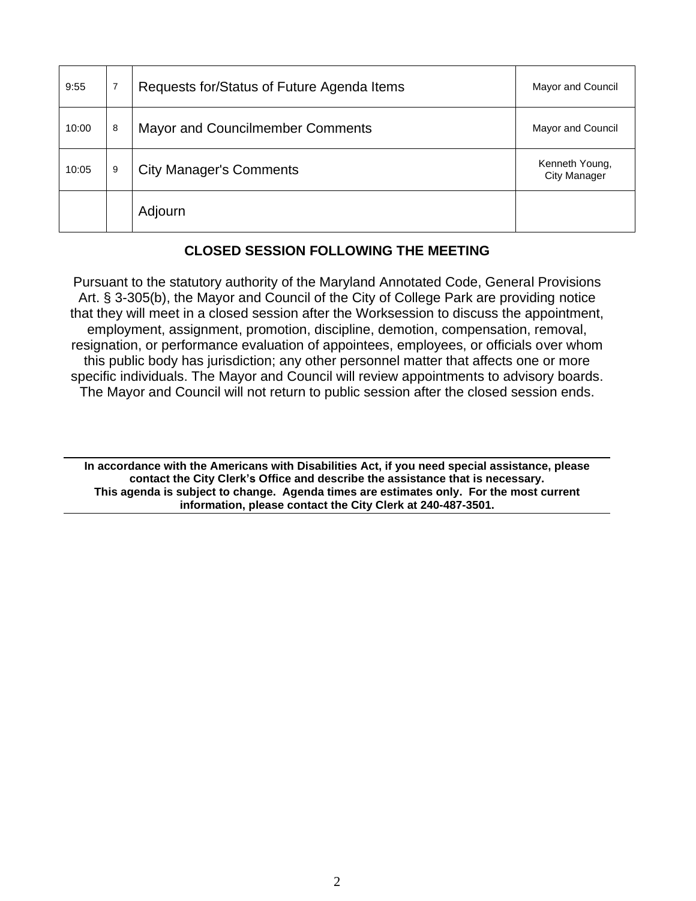| | | | |
|---|---|---|---|
| 9:55 | 7 | Requests for/Status of Future Agenda Items | Mayor and Council |
| 10:00 | 8 | Mayor and Councilmember Comments | Mayor and Council |
| 10:05 | 9 | City Manager's Comments | Kenneth Young, City Manager |
| | | Adjourn | |

**CLOSED SESSION FOLLOWING THE MEETING**

Pursuant to the statutory authority of the Maryland Annotated Code, General Provisions Art. § 3-305(b), the Mayor and Council of the City of College Park are providing notice that they will meet in a closed session after the Worksession to discuss the appointment, employment, assignment, promotion, discipline, demotion, compensation, removal, resignation, or performance evaluation of appointees, employees, or officials over whom this public body has jurisdiction; any other personnel matter that affects one or more specific individuals. The Mayor and Council will review appointments to advisory boards. The Mayor and Council will not return to public session after the closed session ends.

---

**In accordance with the Americans with Disabilities Act, if you need special assistance, please contact the City Clerk's Office and describe the assistance that is necessary. This agenda is subject to change. Agenda times are estimates only. For the most current information, please contact the City Clerk at 240-487-3501.**